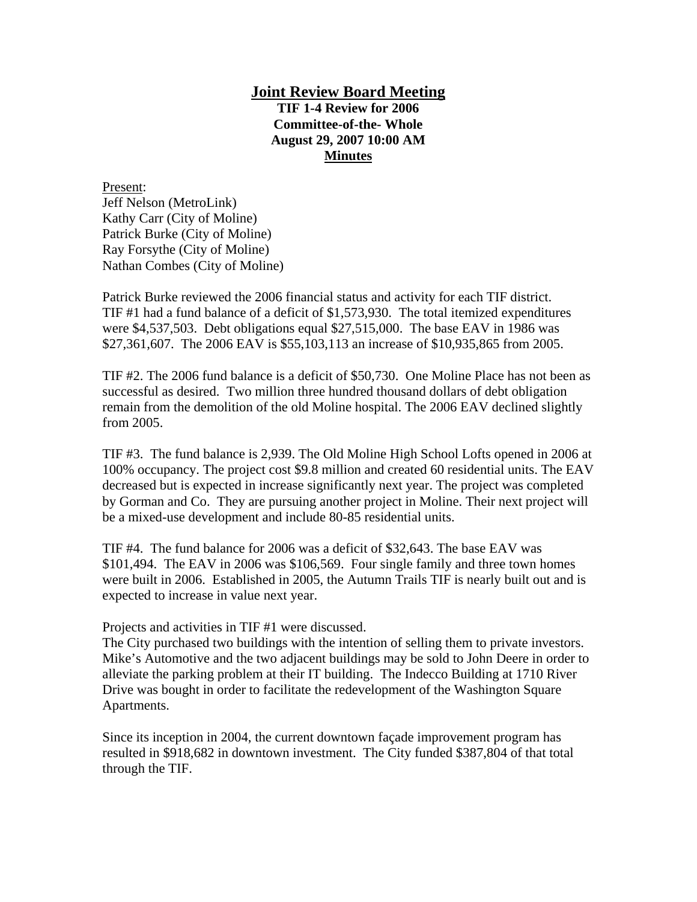# Joint Review Board Meeting

**TIF 1-4 Review for 2006**
**Committee-of-the- Whole**
**August 29, 2007 10:00 AM**
**Minutes**

Present:
Jeff Nelson (MetroLink)
Kathy Carr (City of Moline)
Patrick Burke (City of Moline)
Ray Forsythe (City of Moline)
Nathan Combes (City of Moline)

Patrick Burke reviewed the 2006 financial status and activity for each TIF district. TIF #1 had a fund balance of a deficit of $1,573,930. The total itemized expenditures were $4,537,503. Debt obligations equal $27,515,000. The base EAV in 1986 was $27,361,607. The 2006 EAV is $55,103,113 an increase of $10,935,865 from 2005.

TIF #2. The 2006 fund balance is a deficit of $50,730. One Moline Place has not been as successful as desired. Two million three hundred thousand dollars of debt obligation remain from the demolition of the old Moline hospital. The 2006 EAV declined slightly from 2005.

TIF #3. The fund balance is 2,939. The Old Moline High School Lofts opened in 2006 at 100% occupancy. The project cost $9.8 million and created 60 residential units. The EAV decreased but is expected in increase significantly next year. The project was completed by Gorman and Co. They are pursuing another project in Moline. Their next project will be a mixed-use development and include 80-85 residential units.

TIF #4. The fund balance for 2006 was a deficit of $32,643. The base EAV was $101,494. The EAV in 2006 was $106,569. Four single family and three town homes were built in 2006. Established in 2005, the Autumn Trails TIF is nearly built out and is expected to increase in value next year.

Projects and activities in TIF #1 were discussed.
The City purchased two buildings with the intention of selling them to private investors. Mike's Automotive and the two adjacent buildings may be sold to John Deere in order to alleviate the parking problem at their IT building. The Indecco Building at 1710 River Drive was bought in order to facilitate the redevelopment of the Washington Square Apartments.

Since its inception in 2004, the current downtown façade improvement program has resulted in $918,682 in downtown investment. The City funded $387,804 of that total through the TIF.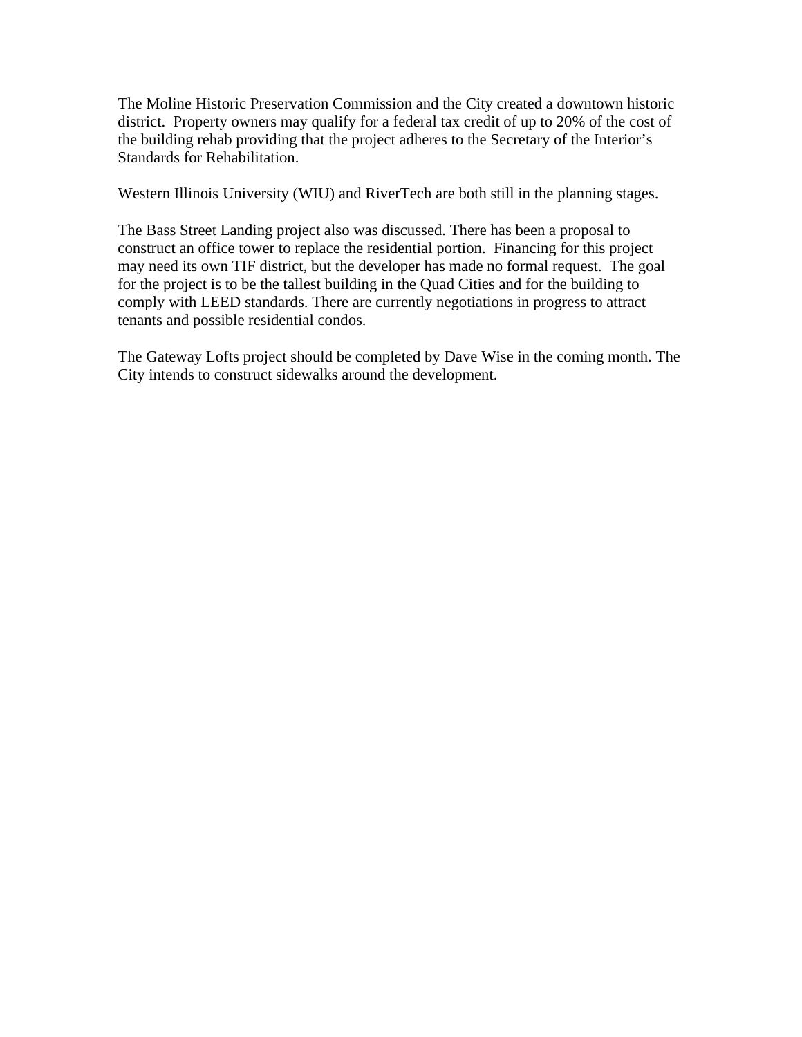The Moline Historic Preservation Commission and the City created a downtown historic district. Property owners may qualify for a federal tax credit of up to 20% of the cost of the building rehab providing that the project adheres to the Secretary of the Interior's Standards for Rehabilitation.

Western Illinois University (WIU) and RiverTech are both still in the planning stages.

The Bass Street Landing project also was discussed. There has been a proposal to construct an office tower to replace the residential portion. Financing for this project may need its own TIF district, but the developer has made no formal request. The goal for the project is to be the tallest building in the Quad Cities and for the building to comply with LEED standards. There are currently negotiations in progress to attract tenants and possible residential condos.

The Gateway Lofts project should be completed by Dave Wise in the coming month. The City intends to construct sidewalks around the development.